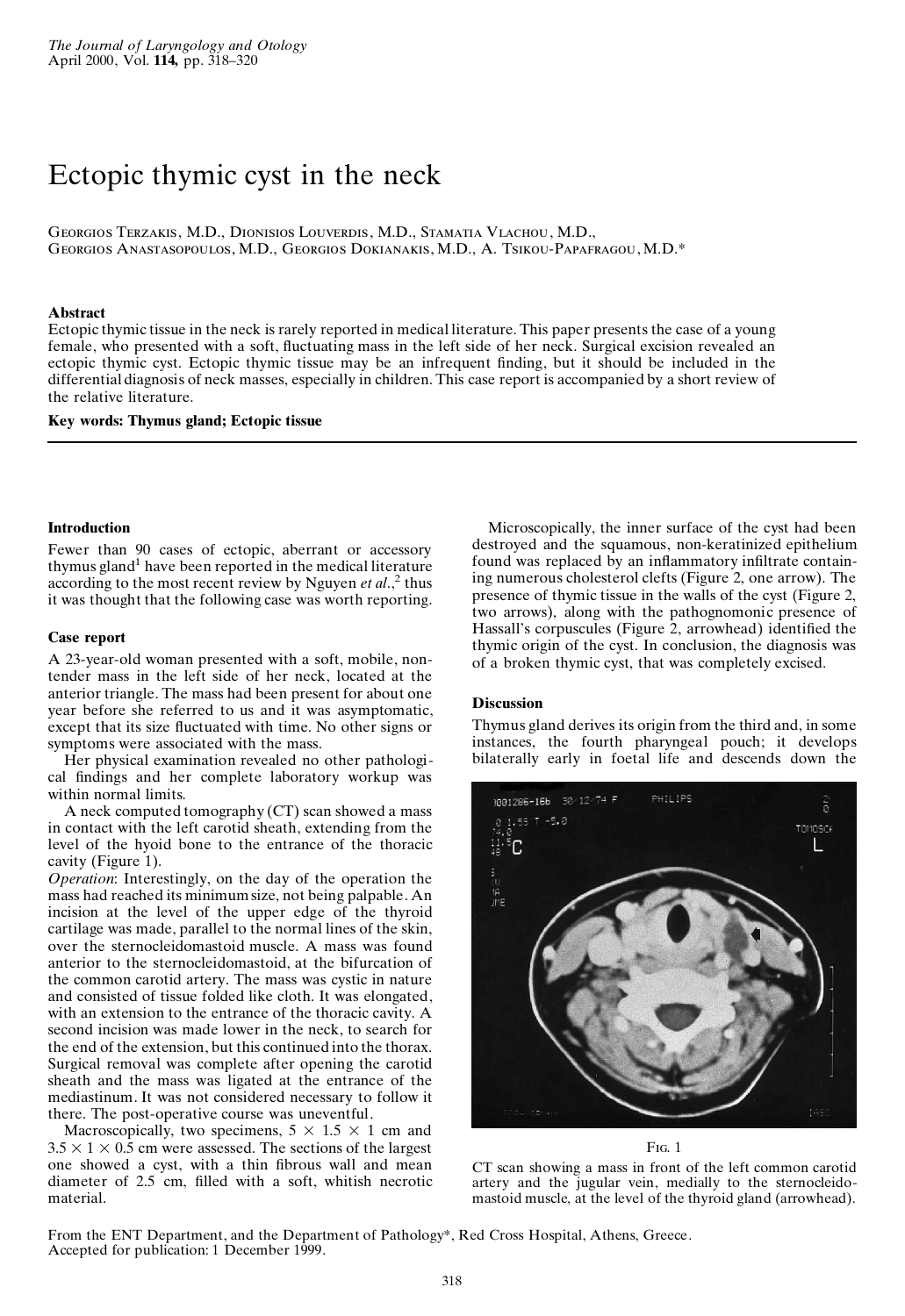# Ectopic thymic cyst in the neck

Georgios Terzakis, M.D., Dionisios Louverdis, M.D., Stamatia Vlachou, M.D., Georgios Anastasopoulos, M.D., Georgios Dokianakis, M.D., A. Tsikou-Papafragou, M.D.*

### Abstract

Ectopic thymic tissue in the neck is rarely reported in medical literature. This paper presents the case of a young female, who presented with a soft, fluctuating mass in the left side of her neck. Surgical excision revealed an ectopic thymic cyst. Ectopic thymic tissue may be an infrequent finding, but it should be included in the differential diagnosis of neck masses, especially in children. This case report is accompanied by a short review of the relative literature.

**Key words: Thymus gland; Ectopic tissue**

## Introduction

Fewer than 90 cases of ectopic, aberrant or accessory thymus gland[1] have been reported in the medical literature according to the most recent review by Nguyen *et al.*,[2] thus it was thought that the following case was worth reporting.

## Case report

A 23-year-old woman presented with a soft, mobile, non-tender mass in the left side of her neck, located at the anterior triangle. The mass had been present for about one year before she referred to us and it was asymptomatic, except that its size fluctuated with time. No other signs or symptoms were associated with the mass.

Her physical examination revealed no other pathological findings and her complete laboratory workup was within normal limits.

A neck computed tomography (CT) scan showed a mass in contact with the left carotid sheath, extending from the level of the hyoid bone to the entrance of the thoracic cavity (Figure 1).

*Operation*: Interestingly, on the day of the operation the mass had reached its minimum size, not being palpable. An incision at the level of the upper edge of the thyroid cartilage was made, parallel to the normal lines of the skin, over the sternocleidomastoid muscle. A mass was found anterior to the sternocleidomastoid, at the bifurcation of the common carotid artery. The mass was cystic in nature and consisted of tissue folded like cloth. It was elongated, with an extension to the entrance of the thoracic cavity. A second incision was made lower in the neck, to search for the end of the extension, but this continued into the thorax. Surgical removal was complete after opening the carotid sheath and the mass was ligated at the entrance of the mediastinum. It was not considered necessary to follow it there. The post-operative course was uneventful.

Macroscopically, two specimens, $5 \times 1.5 \times 1$ cm and $3.5 \times 1 \times 0.5$ cm were assessed. The sections of the largest one showed a cyst, with a thin fibrous wall and mean diameter of 2.5 cm, filled with a soft, whitish necrotic material.

Microscopically, the inner surface of the cyst had been destroyed and the squamous, non-keratinized epithelium found was replaced by an inflammatory infiltrate containing numerous cholesterol clefts (Figure 2, one arrow). The presence of thymic tissue in the walls of the cyst (Figure 2, two arrows), along with the pathognomonic presence of Hassall's corpuscules (Figure 2, arrowhead) identified the thymic origin of the cyst. In conclusion, the diagnosis was of a broken thymic cyst, that was completely excised.

## Discussion

Thymus gland derives its origin from the third and, in some instances, the fourth pharyngeal pouch; it develops bilaterally early in foetal life and descends down the

Fig. 1

CT scan showing a mass in front of the left common carotid artery and the jugular vein, medially to the sternocleidomastoid muscle, at the level of the thyroid gland (arrowhead).

From the ENT Department, and the Department of Pathology*, Red Cross Hospital, Athens, Greece.
Accepted for publication: 1 December 1999.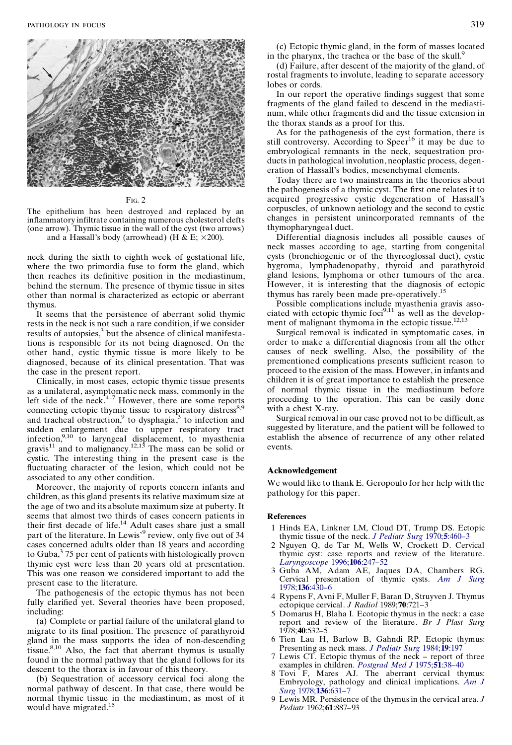Fig. 2

The epithelium has been destroyed and replaced by an inflammatory infiltrate containing numerous cholesterol clefts (one arrow). Thymic tissue in the wall of the cyst (two arrows) and a Hassall's body (arrowhead) (H & E; ×200).

neck during the sixth to eighth week of gestational life, where the two primordia fuse to form the gland, which then reaches its definitive position in the mediastinum, behind the sternum. The presence of thymic tissue in sites other than normal is characterized as ectopic or aberrant thymus.

It seems that the persistence of aberrant solid thymic rests in the neck is not such a rare condition, if we consider results of autopsies,[3] but the absence of clinical manifestations is responsible for its not being diagnosed. On the other hand, cystic thymic tissue is more likely to be diagnosed, because of its clinical presentation. That was the case in the present report.

Clinically, in most cases, ectopic thymic tissue presents as a unilateral, asymptomatic neck mass, commonly in the left side of the neck.[4–7] However, there are some reports connecting ectopic thymic tissue to respiratory distress[8,9] and tracheal obstruction,[9] to dysphagia,[3] to infection and sudden enlargement due to upper respiratory tract infection,[9,10] to laryngeal displacement, to myasthenia gravis[11] and to malignancy.[12,13] The mass can be solid or cystic. The interesting thing in the present case is the fluctuating character of the lesion, which could not be associated to any other condition.

Moreover, the majority of reports concern infants and children, as this gland presents its relative maximum size at the age of two and its absolute maximum size at puberty. It seems that almost two thirds of cases concern patients in their first decade of life.[14] Adult cases share just a small part of the literature. In Lewis'[9] review, only five out of 34 cases concerned adults older than 18 years and according to Guba,[3] 75 per cent of patients with histologically proven thymic cyst were less than 20 years old at presentation. This was one reason we considered important to add the present case to the literature.

The pathogenesis of the ectopic thymus has not been fully clarified yet. Several theories have been proposed, including:

(a) Complete or partial failure of the unilateral gland to migrate to its final position. The presence of parathyroid gland in the mass supports the idea of non-descending tissue.[8,10] Also, the fact that aberrant thymus is usually found in the normal pathway that the gland follows for its descent to the thorax is in favour of this theory.

(b) Sequestration of accessory cervical foci along the normal pathway of descent. In that case, there would be normal thymic tissue in the mediastinum, as most of it would have migrated.[15]

(c) Ectopic thymic gland, in the form of masses located in the pharynx, the trachea or the base of the skull.[9]

(d) Failure, after descent of the majority of the gland, of rostal fragments to involute, leading to separate accessory lobes or cords.

In our report the operative findings suggest that some fragments of the gland failed to descend in the mediastinum, while other fragments did and the tissue extension in the thorax stands as a proof for this.

As for the pathogenesis of the cyst formation, there is still controversy. According to Speer[16] it may be due to embryological remnants in the neck, sequestration products in pathological involution, neoplastic process, degeneration of Hassall's bodies, mesenchymal elements.

Today there are two mainstreams in the theories about the pathogenesis of a thymic cyst. The first one relates it to acquired progressive cystic degeneration of Hassall's corpuscles, of unknown aetiology and the second to cystic changes in persistent unincorporated remnants of the thymopharyngeal duct.

Differential diagnosis includes all possible causes of neck masses according to age, starting from congenital cysts (bronchiogenic or of the thyreoglossal duct), cystic hygroma, lymphadenopathy, thyroid and parathyroid gland lesions, lymphoma or other tumours of the area. However, it is interesting that the diagnosis of ectopic thymus has rarely been made pre-operatively.[15]

Possible complications include myasthenia gravis associated with ectopic thymic foci[9,11] as well as the development of malignant thymoma in the ectopic tissue.[12,13]

Surgical removal is indicated in symptomatic cases, in order to make a differential diagnosis from all the other causes of neck swelling. Also, the possibility of the prementioned complications presents sufficient reason to proceed to the exision of the mass. However, in infants and children it is of great importance to establish the presence of normal thymic tissue in the mediastinum before proceeding to the operation. This can be easily done with a chest X-ray.

Surgical removal in our case proved not to be difficult, as suggested by literature, and the patient will be followed to establish the absence of recurrence of any other related events.

## Acknowledgement

We would like to thank E. Geropoulo for her help with the pathology for this paper.

## References

1. Hinds EA, Linkner LM, Cloud DT, Trump DS. Ectopic thymic tissue of the neck. *J Pediatr Surg* 1970;**5**:460–3
2. Nguyen Q, de Tar M, Wells W, Crockett D. Cervical thymic cyst: case reports and review of the literature. *Laryngoscope* 1996;**106**:247–52
3. Guba AM, Adam AE, Jaques DA, Chambers RG. Cervical presentation of thymic cysts. *Am J Surg* 1978;**136**:430–6
4. Rypens F, Avni F, Muller F, Baran D, Struyven J. Thymus ectopique cervical. *J Radiol* 1989;**70**:721–3
5. Domarus H, Blaha I. Ecotopic thymus in the neck: a case report and review of the literature. *Br J Plast Surg* 1978;**40**:532–5
6. Tien Lau H, Barlow B, Gahndi RP. Ectopic thymus: Presenting as neck mass. *J Pediatr Surg* 1984;**19**:197
7. Lewis CT. Ectopic thymus of the neck – report of three examples in children. *Postgrad Med J* 1975;**51**:38–40
8. Tovi F, Mares AJ. The aberrant cervical thymus: Embryology, pathology and clinical implications. *Am J Surg* 1978;**136**:631–7
9. Lewis MR. Persistence of the thymus in the cervical area. *J Pediatr* 1962;**61**:887–93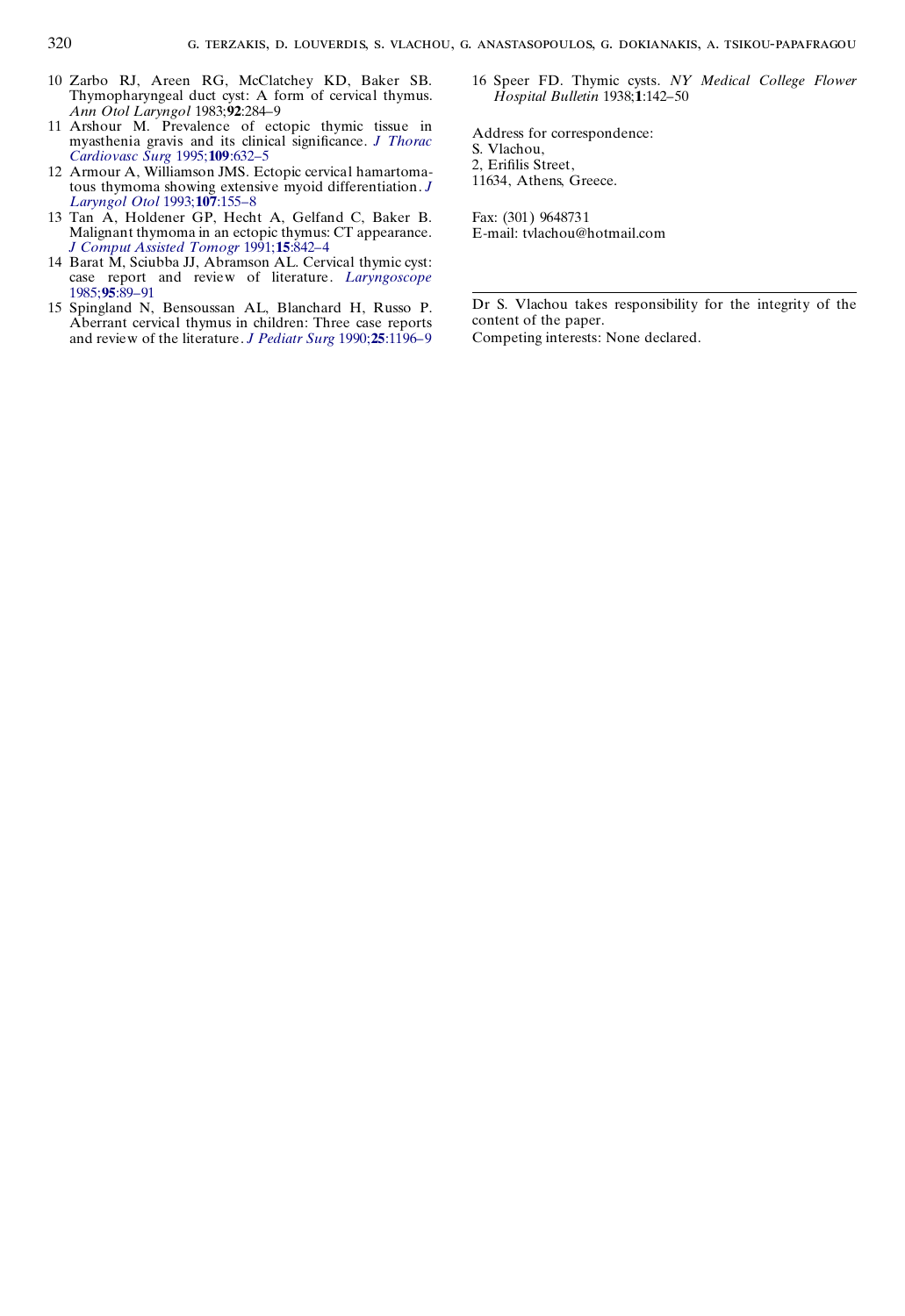10 Zarbo RJ, Areen RG, McClatchey KD, Baker SB. Thymopharyngeal duct cyst: A form of cervical thymus. *Ann Otol Laryngol* 1983;**92**:284–9

11 Arshour M. Prevalence of ectopic thymic tissue in myasthenia gravis and its clinical significance. *J Thorac Cardiovasc Surg* 1995;**109**:632–5

12 Armour A, Williamson JMS. Ectopic cervical hamartomatous thymoma showing extensive myoid differentiation. *J Laryngol Otol* 1993;**107**:155–8

13 Tan A, Holdener GP, Hecht A, Gelfand C, Baker B. Malignant thymoma in an ectopic thymus: CT appearance. *J Comput Assisted Tomogr* 1991;**15**:842–4

14 Barat M, Sciubba JJ, Abramson AL. Cervical thymic cyst: case report and review of literature. *Laryngoscope* 1985;**95**:89–91

15 Spingland N, Bensoussan AL, Blanchard H, Russo P. Aberrant cervical thymus in children: Three case reports and review of the literature. *J Pediatr Surg* 1990;**25**:1196–9

16 Speer FD. Thymic cysts. *NY Medical College Flower Hospital Bulletin* 1938;**1**:142–50

Address for correspondence:
S. Vlachou,
2, Erifilis Street,
11634, Athens, Greece.

Fax: (301) 9648731
E-mail: tvlachou@hotmail.com

---

Dr S. Vlachou takes responsibility for the integrity of the content of the paper.
Competing interests: None declared.